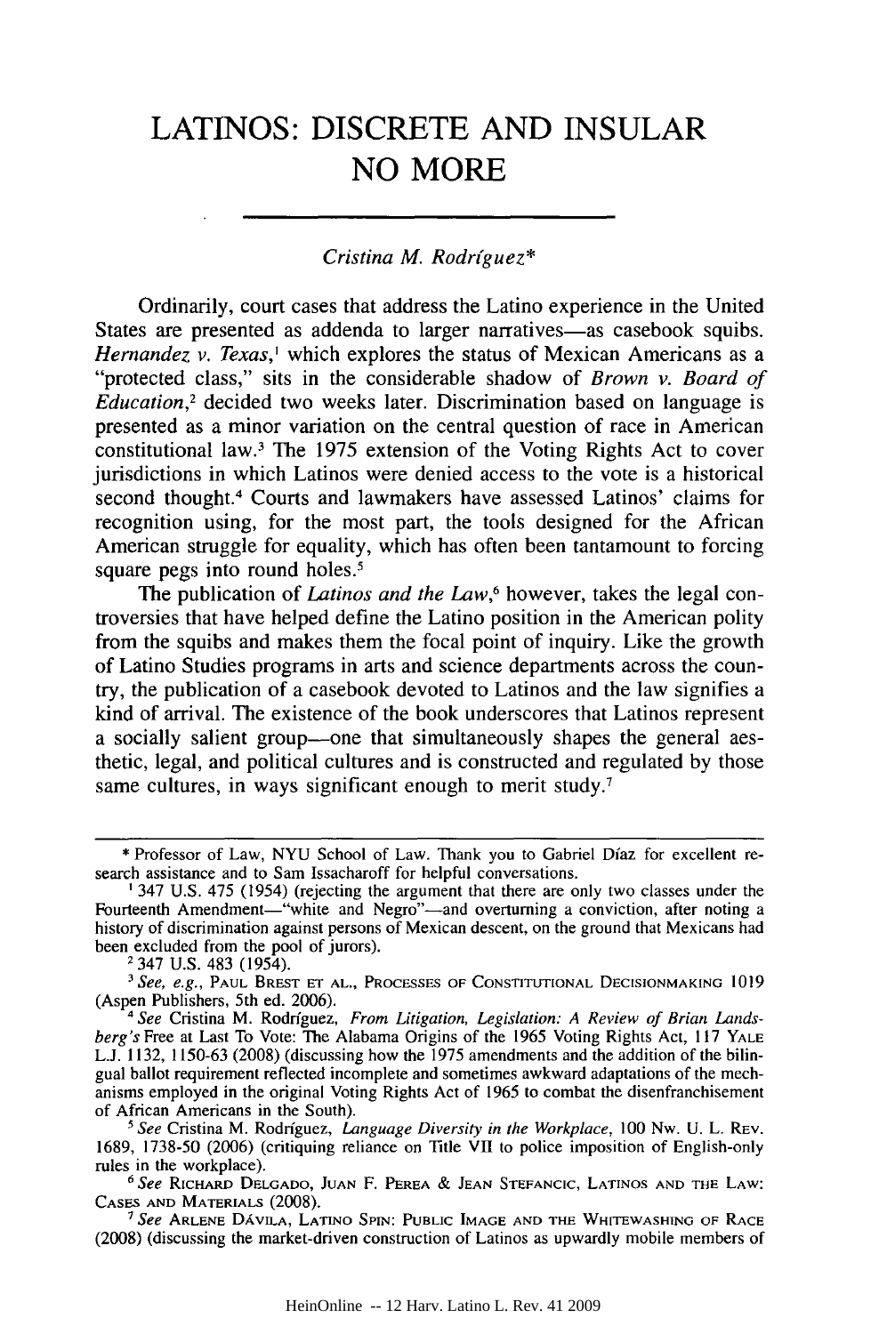# LATINOS: DISCRETE AND INSULAR NO MORE

*Cristina M. Rodríguez**

Ordinarily, court cases that address the Latino experience in the United States are presented as addenda to larger narratives—as casebook squibs. *Hernandez v. Texas*,[1] which explores the status of Mexican Americans as a "protected class," sits in the considerable shadow of *Brown v. Board of Education*,[2] decided two weeks later. Discrimination based on language is presented as a minor variation on the central question of race in American constitutional law.[3] The 1975 extension of the Voting Rights Act to cover jurisdictions in which Latinos were denied access to the vote is a historical second thought.[4] Courts and lawmakers have assessed Latinos' claims for recognition using, for the most part, the tools designed for the African American struggle for equality, which has often been tantamount to forcing square pegs into round holes.[5]

The publication of *Latinos and the Law*,[6] however, takes the legal controversies that have helped define the Latino position in the American polity from the squibs and makes them the focal point of inquiry. Like the growth of Latino Studies programs in arts and science departments across the country, the publication of a casebook devoted to Latinos and the law signifies a kind of arrival. The existence of the book underscores that Latinos represent a socially salient group—one that simultaneously shapes the general aesthetic, legal, and political cultures and is constructed and regulated by those same cultures, in ways significant enough to merit study.[7]

---

\* Professor of Law, NYU School of Law. Thank you to Gabriel Díaz for excellent research assistance and to Sam Issacharoff for helpful conversations.

[1] 347 U.S. 475 (1954) (rejecting the argument that there are only two classes under the Fourteenth Amendment—"white and Negro"—and overturning a conviction, after noting a history of discrimination against persons of Mexican descent, on the ground that Mexicans had been excluded from the pool of jurors).

[2] 347 U.S. 483 (1954).

[3] *See, e.g.*, PAUL BREST ET AL., PROCESSES OF CONSTITUTIONAL DECISIONMAKING 1019 (Aspen Publishers, 5th ed. 2006).

[4] *See* Cristina M. Rodríguez, *From Litigation, Legislation: A Review of Brian Landsberg's* Free at Last To Vote: The Alabama Origins of the 1965 Voting Rights Act, 117 YALE L.J. 1132, 1150-63 (2008) (discussing how the 1975 amendments and the addition of the bilingual ballot requirement reflected incomplete and sometimes awkward adaptations of the mechanisms employed in the original Voting Rights Act of 1965 to combat the disenfranchisement of African Americans in the South).

[5] *See* Cristina M. Rodríguez, *Language Diversity in the Workplace*, 100 NW. U. L. REV. 1689, 1738-50 (2006) (critiquing reliance on Title VII to police imposition of English-only rules in the workplace).

[6] *See* RICHARD DELGADO, JUAN F. PEREA & JEAN STEFANCIC, LATINOS AND THE LAW: CASES AND MATERIALS (2008).

[7] *See* ARLENE DÁVILA, LATINO SPIN: PUBLIC IMAGE AND THE WHITEWASHING OF RACE (2008) (discussing the market-driven construction of Latinos as upwardly mobile members of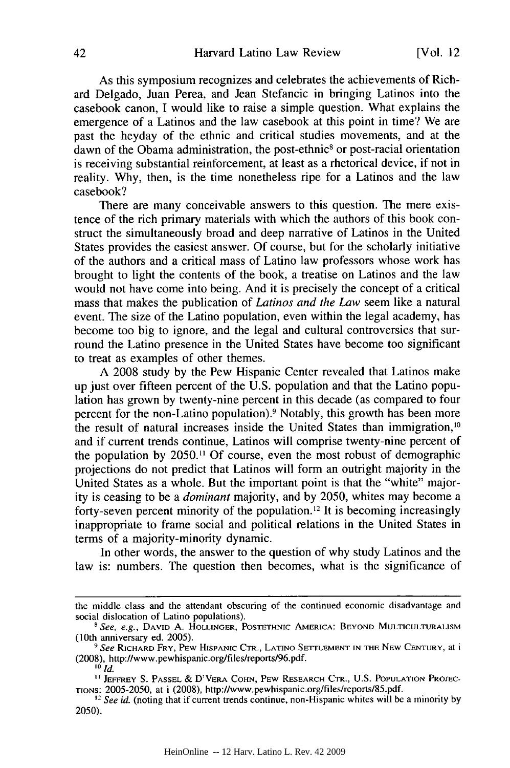As this symposium recognizes and celebrates the achievements of Richard Delgado, Juan Perea, and Jean Stefancic in bringing Latinos into the casebook canon, I would like to raise a simple question. What explains the emergence of a Latinos and the law casebook at this point in time? We are past the heyday of the ethnic and critical studies movements, and at the dawn of the Obama administration, the post-ethnic[8] or post-racial orientation is receiving substantial reinforcement, at least as a rhetorical device, if not in reality. Why, then, is the time nonetheless ripe for a Latinos and the law casebook?

There are many conceivable answers to this question. The mere existence of the rich primary materials with which the authors of this book construct the simultaneously broad and deep narrative of Latinos in the United States provides the easiest answer. Of course, but for the scholarly initiative of the authors and a critical mass of Latino law professors whose work has brought to light the contents of the book, a treatise on Latinos and the law would not have come into being. And it is precisely the concept of a critical mass that makes the publication of *Latinos and the Law* seem like a natural event. The size of the Latino population, even within the legal academy, has become too big to ignore, and the legal and cultural controversies that surround the Latino presence in the United States have become too significant to treat as examples of other themes.

A 2008 study by the Pew Hispanic Center revealed that Latinos make up just over fifteen percent of the U.S. population and that the Latino population has grown by twenty-nine percent in this decade (as compared to four percent for the non-Latino population).[9] Notably, this growth has been more the result of natural increases inside the United States than immigration,[10] and if current trends continue, Latinos will comprise twenty-nine percent of the population by 2050.[11] Of course, even the most robust of demographic projections do not predict that Latinos will form an outright majority in the United States as a whole. But the important point is that the "white" majority is ceasing to be a *dominant* majority, and by 2050, whites may become a forty-seven percent minority of the population.[12] It is becoming increasingly inappropriate to frame social and political relations in the United States in terms of a majority-minority dynamic.

In other words, the answer to the question of why study Latinos and the law is: numbers. The question then becomes, what is the significance of

---

the middle class and the attendant obscuring of the continued economic disadvantage and social dislocation of Latino populations).

[8] *See, e.g.*, DAVID A. HOLLINGER, POSTETHNIC AMERICA: BEYOND MULTICULTURALISM (10th anniversary ed. 2005).

[9] *See* RICHARD FRY, PEW HISPANIC CTR., LATINO SETTLEMENT IN THE NEW CENTURY, at i (2008), http://www.pewhispanic.org/files/reports/96.pdf.

[10] *Id.*

[11] JEFFREY S. PASSEL & D'VERA COHN, PEW RESEARCH CTR., U.S. POPULATION PROJECTIONS: 2005-2050, at i (2008), http://www.pewhispanic.org/files/reports/85.pdf.

[12] *See id.* (noting that if current trends continue, non-Hispanic whites will be a minority by 2050).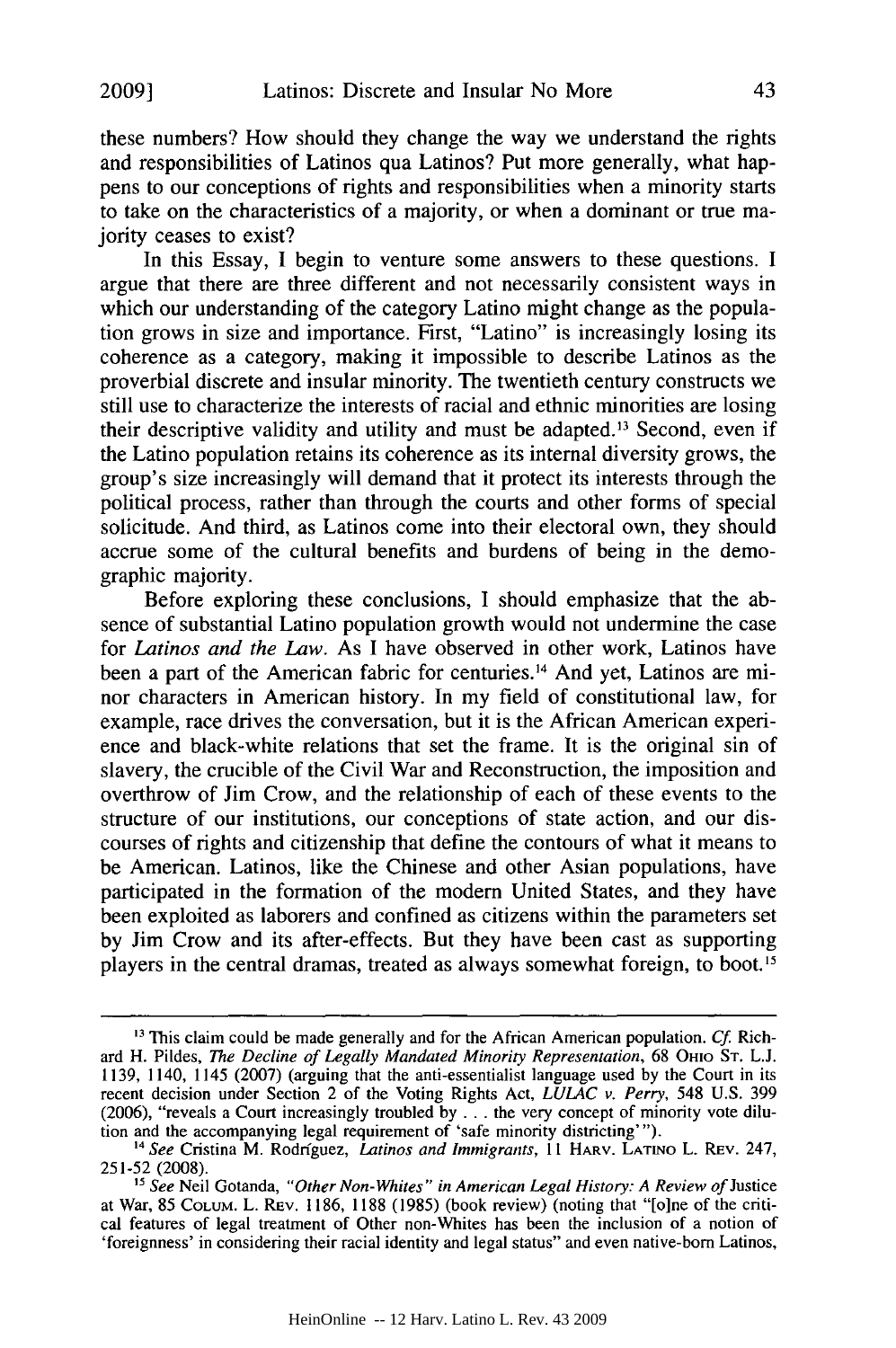these numbers? How should they change the way we understand the rights and responsibilities of Latinos qua Latinos? Put more generally, what happens to our conceptions of rights and responsibilities when a minority starts to take on the characteristics of a majority, or when a dominant or true majority ceases to exist?

In this Essay, I begin to venture some answers to these questions. I argue that there are three different and not necessarily consistent ways in which our understanding of the category Latino might change as the population grows in size and importance. First, "Latino" is increasingly losing its coherence as a category, making it impossible to describe Latinos as the proverbial discrete and insular minority. The twentieth century constructs we still use to characterize the interests of racial and ethnic minorities are losing their descriptive validity and utility and must be adapted.[13] Second, even if the Latino population retains its coherence as its internal diversity grows, the group's size increasingly will demand that it protect its interests through the political process, rather than through the courts and other forms of special solicitude. And third, as Latinos come into their electoral own, they should accrue some of the cultural benefits and burdens of being in the demographic majority.

Before exploring these conclusions, I should emphasize that the absence of substantial Latino population growth would not undermine the case for *Latinos and the Law*. As I have observed in other work, Latinos have been a part of the American fabric for centuries.[14] And yet, Latinos are minor characters in American history. In my field of constitutional law, for example, race drives the conversation, but it is the African American experience and black-white relations that set the frame. It is the original sin of slavery, the crucible of the Civil War and Reconstruction, the imposition and overthrow of Jim Crow, and the relationship of each of these events to the structure of our institutions, our conceptions of state action, and our discourses of rights and citizenship that define the contours of what it means to be American. Latinos, like the Chinese and other Asian populations, have participated in the formation of the modern United States, and they have been exploited as laborers and confined as citizens within the parameters set by Jim Crow and its after-effects. But they have been cast as supporting players in the central dramas, treated as always somewhat foreign, to boot.[15]

---

[13] This claim could be made generally and for the African American population. *Cf.* Richard H. Pildes, *The Decline of Legally Mandated Minority Representation*, 68 OHIO ST. L.J. 1139, 1140, 1145 (2007) (arguing that the anti-essentialist language used by the Court in its recent decision under Section 2 of the Voting Rights Act, *LULAC v. Perry*, 548 U.S. 399 (2006), "reveals a Court increasingly troubled by . . . the very concept of minority vote dilution and the accompanying legal requirement of 'safe minority districting'").

[14] *See* Cristina M. Rodríguez, *Latinos and Immigrants*, 11 HARV. LATINO L. REV. 247, 251-52 (2008).

[15] *See* Neil Gotanda, *"Other Non-Whites" in American Legal History: A Review of* Justice at War, 85 COLUM. L. REV. 1186, 1188 (1985) (book review) (noting that "[o]ne of the critical features of legal treatment of Other non-Whites has been the inclusion of a notion of 'foreignness' in considering their racial identity and legal status" and even native-born Latinos,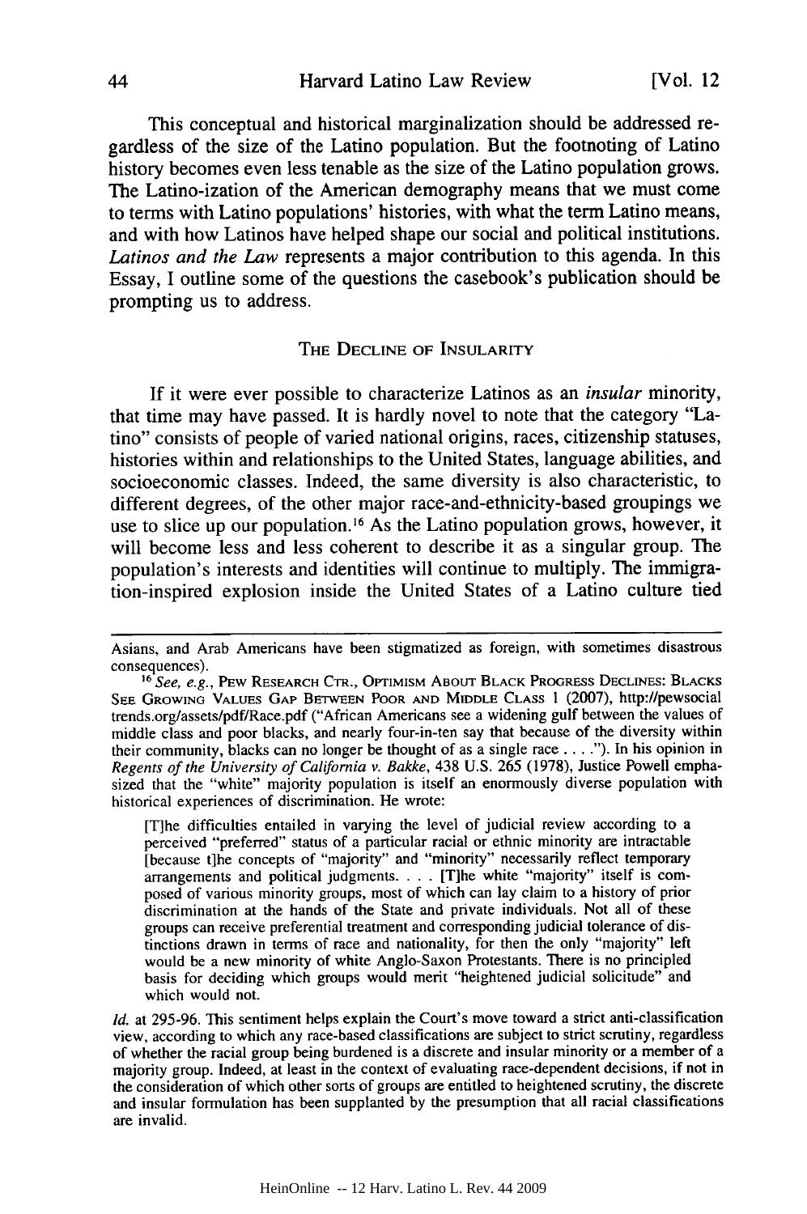This conceptual and historical marginalization should be addressed regardless of the size of the Latino population. But the footnoting of Latino history becomes even less tenable as the size of the Latino population grows. The Latino-ization of the American demography means that we must come to terms with Latino populations' histories, with what the term Latino means, and with how Latinos have helped shape our social and political institutions. *Latinos and the Law* represents a major contribution to this agenda. In this Essay, I outline some of the questions the casebook's publication should be prompting us to address.

## THE DECLINE OF INSULARITY

If it were ever possible to characterize Latinos as an *insular* minority, that time may have passed. It is hardly novel to note that the category "Latino" consists of people of varied national origins, races, citizenship statuses, histories within and relationships to the United States, language abilities, and socioeconomic classes. Indeed, the same diversity is also characteristic, to different degrees, of the other major race-and-ethnicity-based groupings we use to slice up our population.[16] As the Latino population grows, however, it will become less and less coherent to describe it as a singular group. The population's interests and identities will continue to multiply. The immigration-inspired explosion inside the United States of a Latino culture tied

---

Asians, and Arab Americans have been stigmatized as foreign, with sometimes disastrous consequences).

[16] *See, e.g.*, PEW RESEARCH CTR., OPTIMISM ABOUT BLACK PROGRESS DECLINES: BLACKS SEE GROWING VALUES GAP BETWEEN POOR AND MIDDLE CLASS 1 (2007), http://pewsocialtrends.org/assets/pdf/Race.pdf ("African Americans see a widening gulf between the values of middle class and poor blacks, and nearly four-in-ten say that because of the diversity within their community, blacks can no longer be thought of as a single race . . . ."). In his opinion in *Regents of the University of California v. Bakke*, 438 U.S. 265 (1978), Justice Powell emphasized that the "white" majority population is itself an enormously diverse population with historical experiences of discrimination. He wrote:

> [T]he difficulties entailed in varying the level of judicial review according to a perceived "preferred" status of a particular racial or ethnic minority are intractable [because t]he concepts of "majority" and "minority" necessarily reflect temporary arrangements and political judgments. . . . [T]he white "majority" itself is composed of various minority groups, most of which can lay claim to a history of prior discrimination at the hands of the State and private individuals. Not all of these groups can receive preferential treatment and corresponding judicial tolerance of distinctions drawn in terms of race and nationality, for then the only "majority" left would be a new minority of white Anglo-Saxon Protestants. There is no principled basis for deciding which groups would merit "heightened judicial solicitude" and which would not.

*Id.* at 295-96. This sentiment helps explain the Court's move toward a strict anti-classification view, according to which any race-based classifications are subject to strict scrutiny, regardless of whether the racial group being burdened is a discrete and insular minority or a member of a majority group. Indeed, at least in the context of evaluating race-dependent decisions, if not in the consideration of which other sorts of groups are entitled to heightened scrutiny, the discrete and insular formulation has been supplanted by the presumption that all racial classifications are invalid.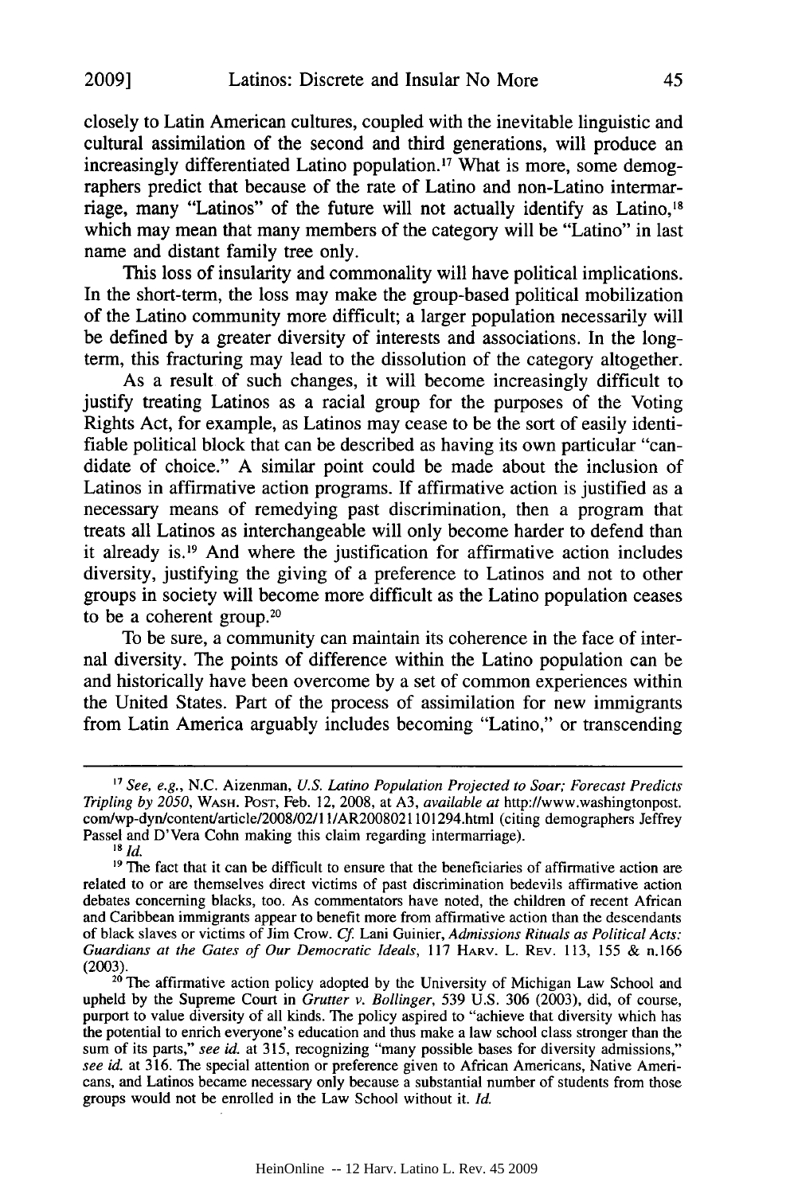closely to Latin American cultures, coupled with the inevitable linguistic and cultural assimilation of the second and third generations, will produce an increasingly differentiated Latino population.[17] What is more, some demographers predict that because of the rate of Latino and non-Latino intermarriage, many "Latinos" of the future will not actually identify as Latino,[18] which may mean that many members of the category will be "Latino" in last name and distant family tree only.

This loss of insularity and commonality will have political implications. In the short-term, the loss may make the group-based political mobilization of the Latino community more difficult; a larger population necessarily will be defined by a greater diversity of interests and associations. In the long-term, this fracturing may lead to the dissolution of the category altogether.

As a result of such changes, it will become increasingly difficult to justify treating Latinos as a racial group for the purposes of the Voting Rights Act, for example, as Latinos may cease to be the sort of easily identifiable political block that can be described as having its own particular "candidate of choice." A similar point could be made about the inclusion of Latinos in affirmative action programs. If affirmative action is justified as a necessary means of remedying past discrimination, then a program that treats all Latinos as interchangeable will only become harder to defend than it already is.[19] And where the justification for affirmative action includes diversity, justifying the giving of a preference to Latinos and not to other groups in society will become more difficult as the Latino population ceases to be a coherent group.[20]

To be sure, a community can maintain its coherence in the face of internal diversity. The points of difference within the Latino population can be and historically have been overcome by a set of common experiences within the United States. Part of the process of assimilation for new immigrants from Latin America arguably includes becoming "Latino," or transcending

---

[17] *See, e.g.*, N.C. Aizenman, *U.S. Latino Population Projected to Soar; Forecast Predicts Tripling by 2050*, WASH. POST, Feb. 12, 2008, at A3, *available at* http://www.washingtonpost.com/wp-dyn/content/article/2008/02/11/AR2008021101294.html (citing demographers Jeffrey Passel and D'Vera Cohn making this claim regarding intermarriage).

[18] *Id.*

[19] The fact that it can be difficult to ensure that the beneficiaries of affirmative action are related to or are themselves direct victims of past discrimination bedevils affirmative action debates concerning blacks, too. As commentators have noted, the children of recent African and Caribbean immigrants appear to benefit more from affirmative action than the descendants of black slaves or victims of Jim Crow. *Cf.* Lani Guinier, *Admissions Rituals as Political Acts: Guardians at the Gates of Our Democratic Ideals*, 117 HARV. L. REV. 113, 155 & n.166 (2003).

[20] The affirmative action policy adopted by the University of Michigan Law School and upheld by the Supreme Court in *Grutter v. Bollinger*, 539 U.S. 306 (2003), did, of course, purport to value diversity of all kinds. The policy aspired to "achieve that diversity which has the potential to enrich everyone's education and thus make a law school class stronger than the sum of its parts," *see id.* at 315, recognizing "many possible bases for diversity admissions," *see id.* at 316. The special attention or preference given to African Americans, Native Americans, and Latinos became necessary only because a substantial number of students from those groups would not be enrolled in the Law School without it. *Id.*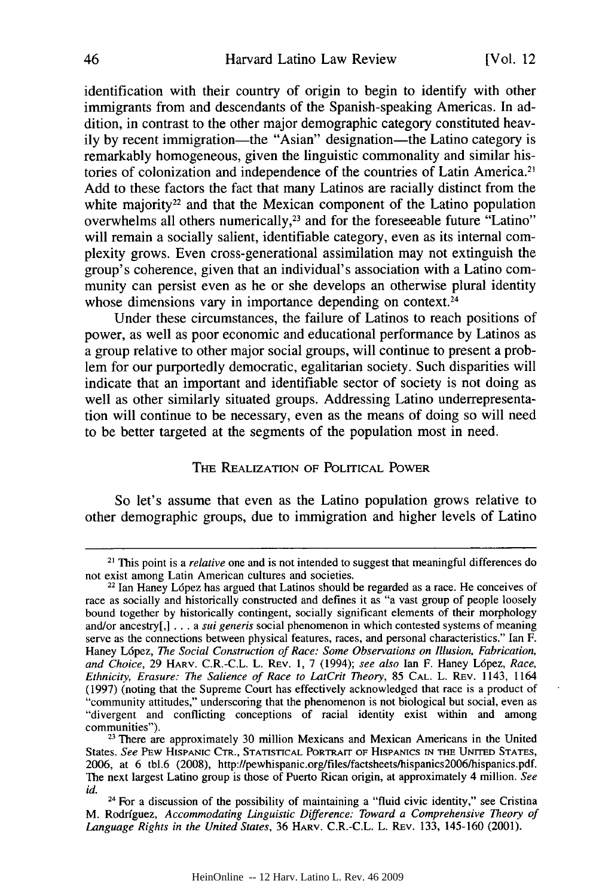identification with their country of origin to begin to identify with other immigrants from and descendants of the Spanish-speaking Americas. In addition, in contrast to the other major demographic category constituted heavily by recent immigration—the "Asian" designation—the Latino category is remarkably homogeneous, given the linguistic commonality and similar histories of colonization and independence of the countries of Latin America.[21] Add to these factors the fact that many Latinos are racially distinct from the white majority[22] and that the Mexican component of the Latino population overwhelms all others numerically,[23] and for the foreseeable future "Latino" will remain a socially salient, identifiable category, even as its internal complexity grows. Even cross-generational assimilation may not extinguish the group's coherence, given that an individual's association with a Latino community can persist even as he or she develops an otherwise plural identity whose dimensions vary in importance depending on context.[24]

Under these circumstances, the failure of Latinos to reach positions of power, as well as poor economic and educational performance by Latinos as a group relative to other major social groups, will continue to present a problem for our purportedly democratic, egalitarian society. Such disparities will indicate that an important and identifiable sector of society is not doing as well as other similarly situated groups. Addressing Latino underrepresentation will continue to be necessary, even as the means of doing so will need to be better targeted at the segments of the population most in need.

## THE REALIZATION OF POLITICAL POWER

So let's assume that even as the Latino population grows relative to other demographic groups, due to immigration and higher levels of Latino

---

[21] This point is a *relative* one and is not intended to suggest that meaningful differences do not exist among Latin American cultures and societies.

[22] Ian Haney López has argued that Latinos should be regarded as a race. He conceives of race as socially and historically constructed and defines it as "a vast group of people loosely bound together by historically contingent, socially significant elements of their morphology and/or ancestry[,] . . . a *sui generis* social phenomenon in which contested systems of meaning serve as the connections between physical features, races, and personal characteristics." Ian F. Haney López, *The Social Construction of Race: Some Observations on Illusion, Fabrication, and Choice*, 29 HARV. C.R.-C.L. L. REV. 1, 7 (1994); *see also* Ian F. Haney López, *Race, Ethnicity, Erasure: The Salience of Race to LatCrit Theory*, 85 CAL. L. REV. 1143, 1164 (1997) (noting that the Supreme Court has effectively acknowledged that race is a product of "community attitudes," underscoring that the phenomenon is not biological but social, even as "divergent and conflicting conceptions of racial identity exist within and among communities").

[23] There are approximately 30 million Mexicans and Mexican Americans in the United States. *See* PEW HISPANIC CTR., STATISTICAL PORTRAIT OF HISPANICS IN THE UNITED STATES, 2006, at 6 tbl.6 (2008), http://pewhispanic.org/files/factsheets/hispanics2006/hispanics.pdf. The next largest Latino group is those of Puerto Rican origin, at approximately 4 million. *See id.*

[24] For a discussion of the possibility of maintaining a "fluid civic identity," see Cristina M. Rodríguez, *Accommodating Linguistic Difference: Toward a Comprehensive Theory of Language Rights in the United States*, 36 HARV. C.R.-C.L. L. REV. 133, 145-160 (2001).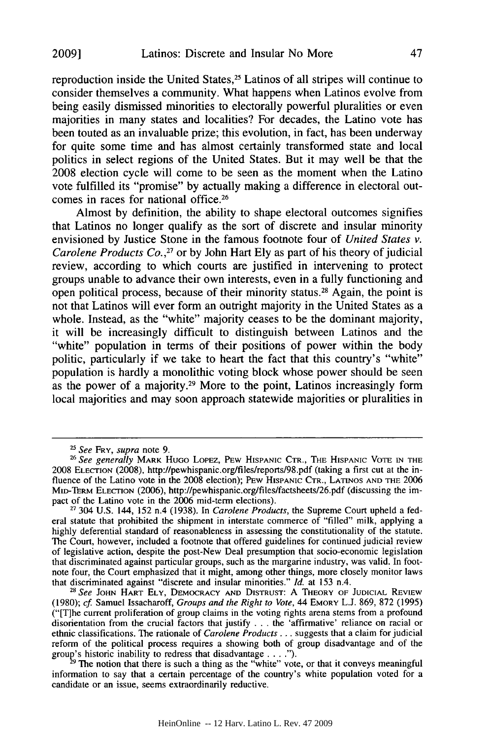reproduction inside the United States,[25] Latinos of all stripes will continue to consider themselves a community. What happens when Latinos evolve from being easily dismissed minorities to electorally powerful pluralities or even majorities in many states and localities? For decades, the Latino vote has been touted as an invaluable prize; this evolution, in fact, has been underway for quite some time and has almost certainly transformed state and local politics in select regions of the United States. But it may well be that the 2008 election cycle will come to be seen as the moment when the Latino vote fulfilled its "promise" by actually making a difference in electoral outcomes in races for national office.[26]

Almost by definition, the ability to shape electoral outcomes signifies that Latinos no longer qualify as the sort of discrete and insular minority envisioned by Justice Stone in the famous footnote four of *United States v. Carolene Products Co.*,[27] or by John Hart Ely as part of his theory of judicial review, according to which courts are justified in intervening to protect groups unable to advance their own interests, even in a fully functioning and open political process, because of their minority status.[28] Again, the point is not that Latinos will ever form an outright majority in the United States as a whole. Instead, as the "white" majority ceases to be the dominant majority, it will be increasingly difficult to distinguish between Latinos and the "white" population in terms of their positions of power within the body politic, particularly if we take to heart the fact that this country's "white" population is hardly a monolithic voting block whose power should be seen as the power of a majority.[29] More to the point, Latinos increasingly form local majorities and may soon approach statewide majorities or pluralities in

---

[25] *See* FRY, *supra* note 9.

[26] *See generally* MARK HUGO LOPEZ, PEW HISPANIC CTR., THE HISPANIC VOTE IN THE 2008 ELECTION (2008), http://pewhispanic.org/files/reports/98.pdf (taking a first cut at the influence of the Latino vote in the 2008 election); PEW HISPANIC CTR., LATINOS AND THE 2006 MID-TERM ELECTION (2006), http://pewhispanic.org/files/factsheets/26.pdf (discussing the impact of the Latino vote in the 2006 mid-term elections).

[27] 304 U.S. 144, 152 n.4 (1938). In *Carolene Products*, the Supreme Court upheld a federal statute that prohibited the shipment in interstate commerce of "filled" milk, applying a highly deferential standard of reasonableness in assessing the constitutionality of the statute. The Court, however, included a footnote that offered guidelines for continued judicial review of legislative action, despite the post-New Deal presumption that socio-economic legislation that discriminated against particular groups, such as the margarine industry, was valid. In footnote four, the Court emphasized that it might, among other things, more closely monitor laws that discriminated against "discrete and insular minorities." *Id.* at 153 n.4.

[28] *See* JOHN HART ELY, DEMOCRACY AND DISTRUST: A THEORY OF JUDICIAL REVIEW (1980); *cf.* Samuel Issacharoff, *Groups and the Right to Vote*, 44 EMORY L.J. 869, 872 (1995) ("[T]he current proliferation of group claims in the voting rights arena stems from a profound disorientation from the crucial factors that justify . . . the 'affirmative' reliance on racial or ethnic classifications. The rationale of *Carolene Products* . . . suggests that a claim for judicial reform of the political process requires a showing both of group disadvantage and of the group's historic inability to redress that disadvantage . . . .").

[29] The notion that there is such a thing as the "white" vote, or that it conveys meaningful information to say that a certain percentage of the country's white population voted for a candidate or an issue, seems extraordinarily reductive.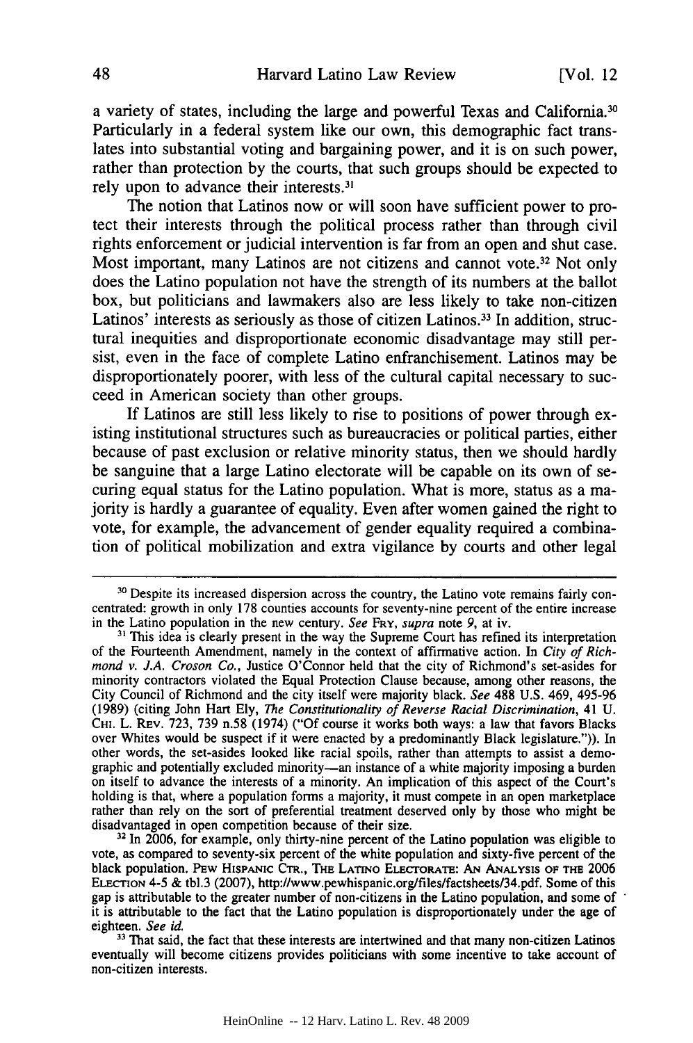a variety of states, including the large and powerful Texas and California.[30] Particularly in a federal system like our own, this demographic fact translates into substantial voting and bargaining power, and it is on such power, rather than protection by the courts, that such groups should be expected to rely upon to advance their interests.[31]

The notion that Latinos now or will soon have sufficient power to protect their interests through the political process rather than through civil rights enforcement or judicial intervention is far from an open and shut case. Most important, many Latinos are not citizens and cannot vote.[32] Not only does the Latino population not have the strength of its numbers at the ballot box, but politicians and lawmakers also are less likely to take non-citizen Latinos' interests as seriously as those of citizen Latinos.[33] In addition, structural inequities and disproportionate economic disadvantage may still persist, even in the face of complete Latino enfranchisement. Latinos may be disproportionately poorer, with less of the cultural capital necessary to succeed in American society than other groups.

If Latinos are still less likely to rise to positions of power through existing institutional structures such as bureaucracies or political parties, either because of past exclusion or relative minority status, then we should hardly be sanguine that a large Latino electorate will be capable on its own of securing equal status for the Latino population. What is more, status as a majority is hardly a guarantee of equality. Even after women gained the right to vote, for example, the advancement of gender equality required a combination of political mobilization and extra vigilance by courts and other legal

---

[30] Despite its increased dispersion across the country, the Latino vote remains fairly concentrated: growth in only 178 counties accounts for seventy-nine percent of the entire increase in the Latino population in the new century. *See* FRY, *supra* note 9, at iv.

[31] This idea is clearly present in the way the Supreme Court has refined its interpretation of the Fourteenth Amendment, namely in the context of affirmative action. In *City of Richmond v. J.A. Croson Co.*, Justice O'Connor held that the city of Richmond's set-asides for minority contractors violated the Equal Protection Clause because, among other reasons, the City Council of Richmond and the city itself were majority black. *See* 488 U.S. 469, 495-96 (1989) (citing John Hart Ely, *The Constitutionality of Reverse Racial Discrimination*, 41 U. CHI. L. REV. 723, 739 n.58 (1974) ("Of course it works both ways: a law that favors Blacks over Whites would be suspect if it were enacted by a predominantly Black legislature.")). In other words, the set-asides looked like racial spoils, rather than attempts to assist a demographic and potentially excluded minority—an instance of a white majority imposing a burden on itself to advance the interests of a minority. An implication of this aspect of the Court's holding is that, where a population forms a majority, it must compete in an open marketplace rather than rely on the sort of preferential treatment deserved only by those who might be disadvantaged in open competition because of their size.

[32] In 2006, for example, only thirty-nine percent of the Latino population was eligible to vote, as compared to seventy-six percent of the white population and sixty-five percent of the black population. PEW HISPANIC CTR., THE LATINO ELECTORATE: AN ANALYSIS OF THE 2006 ELECTION 4-5 & tbl.3 (2007), http://www.pewhispanic.org/files/factsheets/34.pdf. Some of this gap is attributable to the greater number of non-citizens in the Latino population, and some of it is attributable to the fact that the Latino population is disproportionately under the age of eighteen. *See id.*

[33] That said, the fact that these interests are intertwined and that many non-citizen Latinos eventually will become citizens provides politicians with some incentive to take account of non-citizen interests.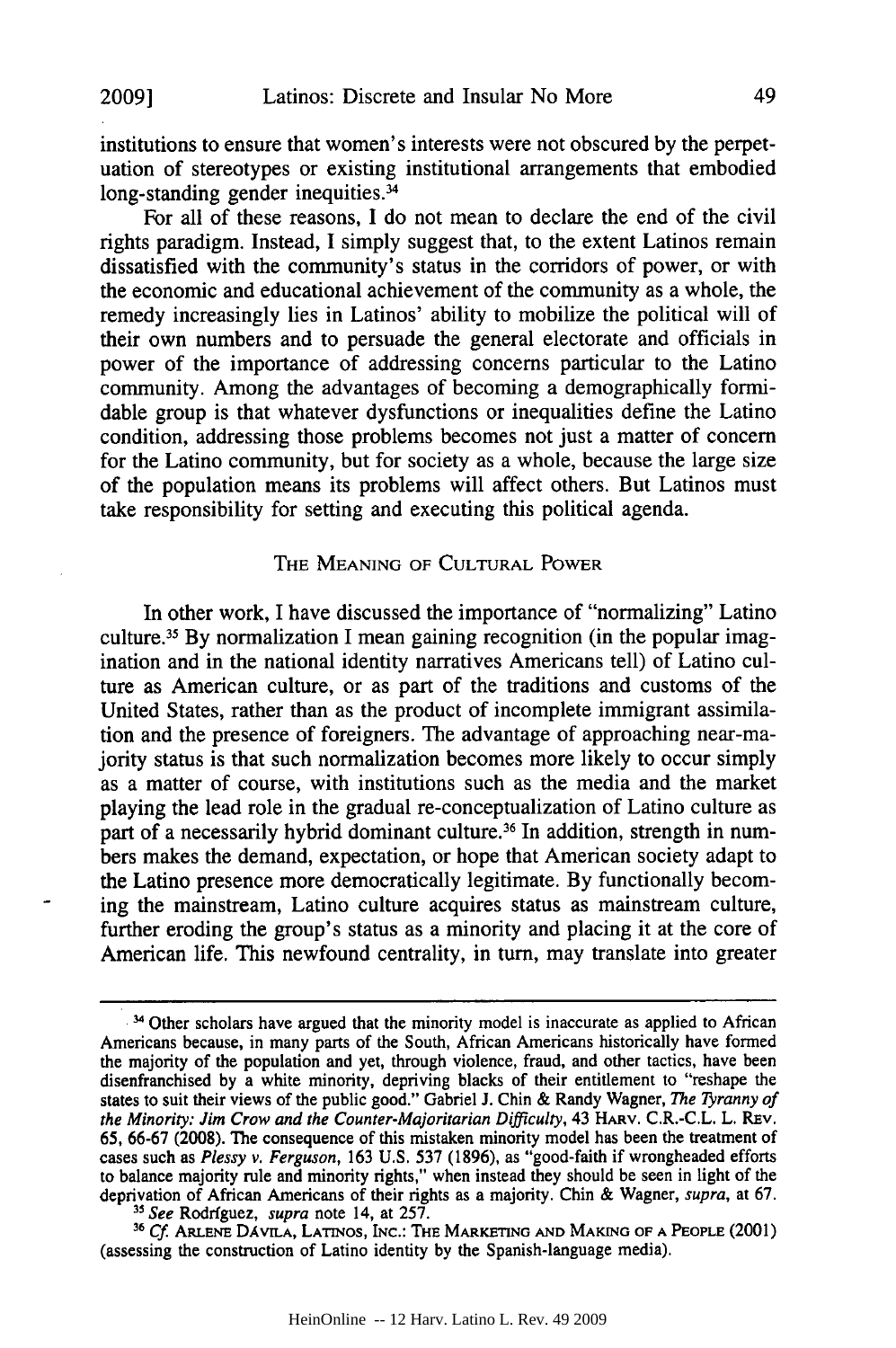institutions to ensure that women's interests were not obscured by the perpetuation of stereotypes or existing institutional arrangements that embodied long-standing gender inequities.[34]

For all of these reasons, I do not mean to declare the end of the civil rights paradigm. Instead, I simply suggest that, to the extent Latinos remain dissatisfied with the community's status in the corridors of power, or with the economic and educational achievement of the community as a whole, the remedy increasingly lies in Latinos' ability to mobilize the political will of their own numbers and to persuade the general electorate and officials in power of the importance of addressing concerns particular to the Latino community. Among the advantages of becoming a demographically formidable group is that whatever dysfunctions or inequalities define the Latino condition, addressing those problems becomes not just a matter of concern for the Latino community, but for society as a whole, because the large size of the population means its problems will affect others. But Latinos must take responsibility for setting and executing this political agenda.

## THE MEANING OF CULTURAL POWER

In other work, I have discussed the importance of "normalizing" Latino culture.[35] By normalization I mean gaining recognition (in the popular imagination and in the national identity narratives Americans tell) of Latino culture as American culture, or as part of the traditions and customs of the United States, rather than as the product of incomplete immigrant assimilation and the presence of foreigners. The advantage of approaching near-majority status is that such normalization becomes more likely to occur simply as a matter of course, with institutions such as the media and the market playing the lead role in the gradual re-conceptualization of Latino culture as part of a necessarily hybrid dominant culture.[36] In addition, strength in numbers makes the demand, expectation, or hope that American society adapt to the Latino presence more democratically legitimate. By functionally becoming the mainstream, Latino culture acquires status as mainstream culture, further eroding the group's status as a minority and placing it at the core of American life. This newfound centrality, in turn, may translate into greater

---

[34] Other scholars have argued that the minority model is inaccurate as applied to African Americans because, in many parts of the South, African Americans historically have formed the majority of the population and yet, through violence, fraud, and other tactics, have been disenfranchised by a white minority, depriving blacks of their entitlement to "reshape the states to suit their views of the public good." Gabriel J. Chin & Randy Wagner, *The Tyranny of the Minority: Jim Crow and the Counter-Majoritarian Difficulty*, 43 HARV. C.R.-C.L. L. REV. 65, 66-67 (2008). The consequence of this mistaken minority model has been the treatment of cases such as *Plessy v. Ferguson*, 163 U.S. 537 (1896), as "good-faith if wrongheaded efforts to balance majority rule and minority rights," when instead they should be seen in light of the deprivation of African Americans of their rights as a majority. Chin & Wagner, *supra*, at 67.

[35] *See* Rodríguez, *supra* note 14, at 257.

[36] *Cf.* ARLENE DÁVILA, LATINOS, INC.: THE MARKETING AND MAKING OF A PEOPLE (2001) (assessing the construction of Latino identity by the Spanish-language media).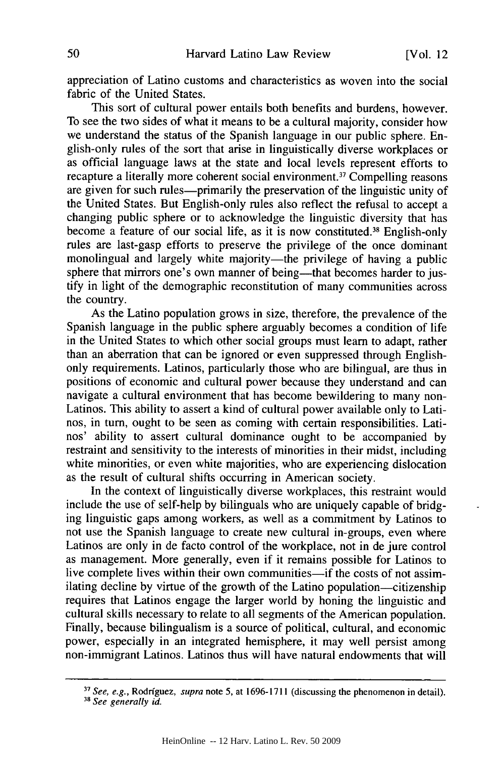appreciation of Latino customs and characteristics as woven into the social fabric of the United States.

This sort of cultural power entails both benefits and burdens, however. To see the two sides of what it means to be a cultural majority, consider how we understand the status of the Spanish language in our public sphere. English-only rules of the sort that arise in linguistically diverse workplaces or as official language laws at the state and local levels represent efforts to recapture a literally more coherent social environment.[37] Compelling reasons are given for such rules—primarily the preservation of the linguistic unity of the United States. But English-only rules also reflect the refusal to accept a changing public sphere or to acknowledge the linguistic diversity that has become a feature of our social life, as it is now constituted.[38] English-only rules are last-gasp efforts to preserve the privilege of the once dominant monolingual and largely white majority—the privilege of having a public sphere that mirrors one's own manner of being—that becomes harder to justify in light of the demographic reconstitution of many communities across the country.

As the Latino population grows in size, therefore, the prevalence of the Spanish language in the public sphere arguably becomes a condition of life in the United States to which other social groups must learn to adapt, rather than an aberration that can be ignored or even suppressed through English-only requirements. Latinos, particularly those who are bilingual, are thus in positions of economic and cultural power because they understand and can navigate a cultural environment that has become bewildering to many non-Latinos. This ability to assert a kind of cultural power available only to Latinos, in turn, ought to be seen as coming with certain responsibilities. Latinos' ability to assert cultural dominance ought to be accompanied by restraint and sensitivity to the interests of minorities in their midst, including white minorities, or even white majorities, who are experiencing dislocation as the result of cultural shifts occurring in American society.

In the context of linguistically diverse workplaces, this restraint would include the use of self-help by bilinguals who are uniquely capable of bridging linguistic gaps among workers, as well as a commitment by Latinos to not use the Spanish language to create new cultural in-groups, even where Latinos are only in de facto control of the workplace, not in de jure control as management. More generally, even if it remains possible for Latinos to live complete lives within their own communities—if the costs of not assimilating decline by virtue of the growth of the Latino population—citizenship requires that Latinos engage the larger world by honing the linguistic and cultural skills necessary to relate to all segments of the American population. Finally, because bilingualism is a source of political, cultural, and economic power, especially in an integrated hemisphere, it may well persist among non-immigrant Latinos. Latinos thus will have natural endowments that will

---

[37] *See, e.g.*, Rodríguez, *supra* note 5, at 1696-1711 (discussing the phenomenon in detail).

[38] *See generally id.*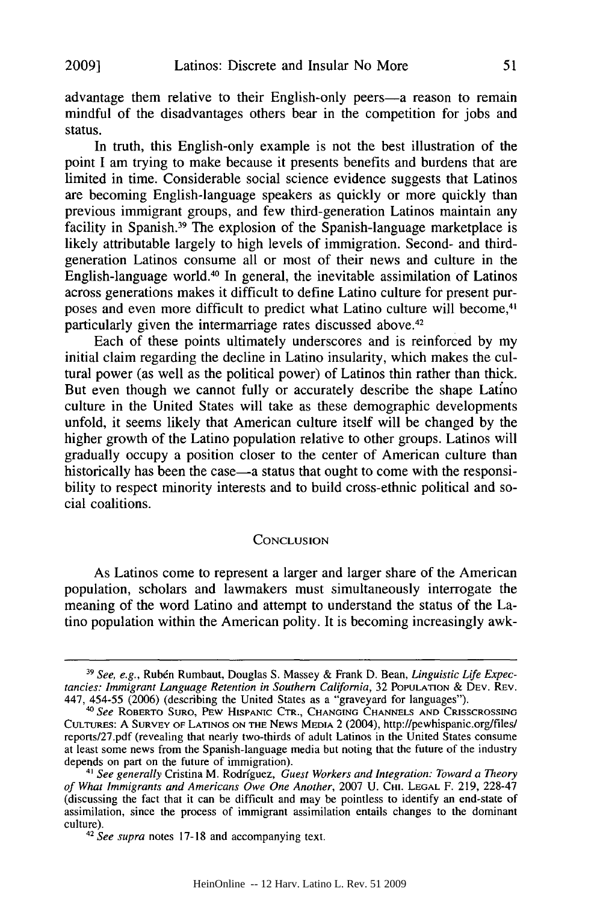advantage them relative to their English-only peers—a reason to remain mindful of the disadvantages others bear in the competition for jobs and status.

In truth, this English-only example is not the best illustration of the point I am trying to make because it presents benefits and burdens that are limited in time. Considerable social science evidence suggests that Latinos are becoming English-language speakers as quickly or more quickly than previous immigrant groups, and few third-generation Latinos maintain any facility in Spanish.[39] The explosion of the Spanish-language marketplace is likely attributable largely to high levels of immigration. Second- and third-generation Latinos consume all or most of their news and culture in the English-language world.[40] In general, the inevitable assimilation of Latinos across generations makes it difficult to define Latino culture for present purposes and even more difficult to predict what Latino culture will become,[41] particularly given the intermarriage rates discussed above.[42]

Each of these points ultimately underscores and is reinforced by my initial claim regarding the decline in Latino insularity, which makes the cultural power (as well as the political power) of Latinos thin rather than thick. But even though we cannot fully or accurately describe the shape Latino culture in the United States will take as these demographic developments unfold, it seems likely that American culture itself will be changed by the higher growth of the Latino population relative to other groups. Latinos will gradually occupy a position closer to the center of American culture than historically has been the case—a status that ought to come with the responsibility to respect minority interests and to build cross-ethnic political and social coalitions.

## CONCLUSION

As Latinos come to represent a larger and larger share of the American population, scholars and lawmakers must simultaneously interrogate the meaning of the word Latino and attempt to understand the status of the Latino population within the American polity. It is becoming increasingly awk-

---

[39] *See, e.g.*, Rubén Rumbaut, Douglas S. Massey & Frank D. Bean, *Linguistic Life Expectancies: Immigrant Language Retention in Southern California*, 32 POPULATION & DEV. REV. 447, 454-55 (2006) (describing the United States as a "graveyard for languages").

[40] *See* ROBERTO SURO, PEW HISPANIC CTR., CHANGING CHANNELS AND CRISSCROSSING CULTURES: A SURVEY OF LATINOS ON THE NEWS MEDIA 2 (2004), http://pewhispanic.org/files/reports/27.pdf (revealing that nearly two-thirds of adult Latinos in the United States consume at least some news from the Spanish-language media but noting that the future of the industry depends on part on the future of immigration).

[41] *See generally* Cristina M. Rodríguez, *Guest Workers and Integration: Toward a Theory of What Immigrants and Americans Owe One Another*, 2007 U. CHI. LEGAL F. 219, 228-47 (discussing the fact that it can be difficult and may be pointless to identify an end-state of assimilation, since the process of immigrant assimilation entails changes to the dominant culture).

[42] *See supra* notes 17-18 and accompanying text.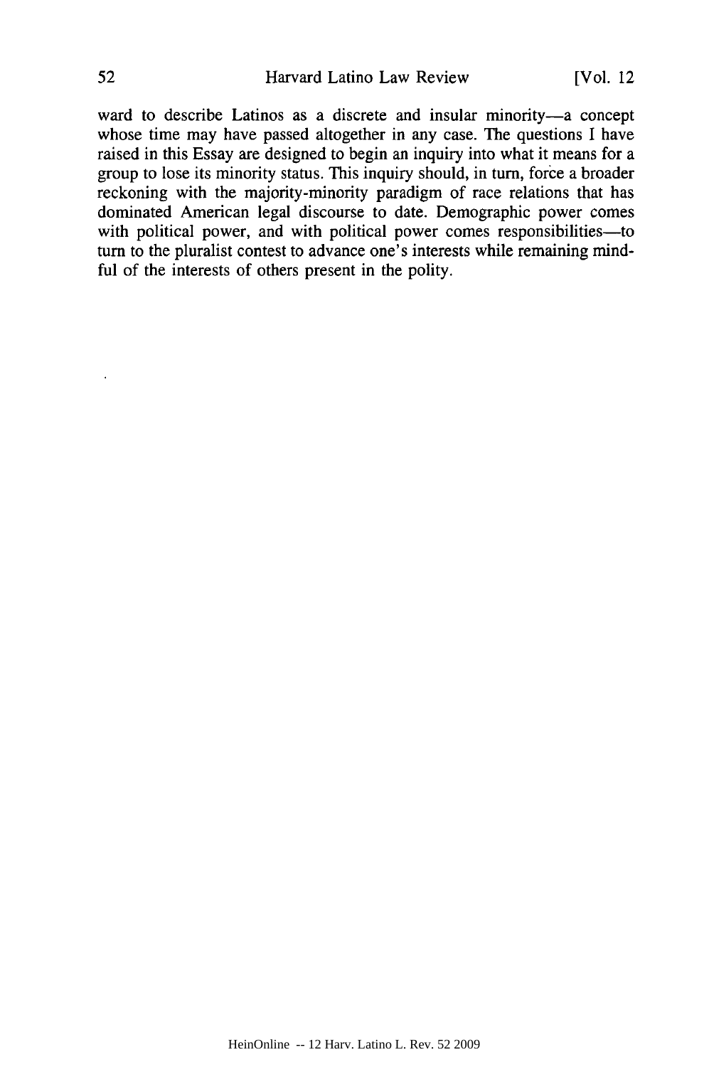ward to describe Latinos as a discrete and insular minority—a concept whose time may have passed altogether in any case. The questions I have raised in this Essay are designed to begin an inquiry into what it means for a group to lose its minority status. This inquiry should, in turn, force a broader reckoning with the majority-minority paradigm of race relations that has dominated American legal discourse to date. Demographic power comes with political power, and with political power comes responsibilities—to turn to the pluralist contest to advance one's interests while remaining mindful of the interests of others present in the polity.